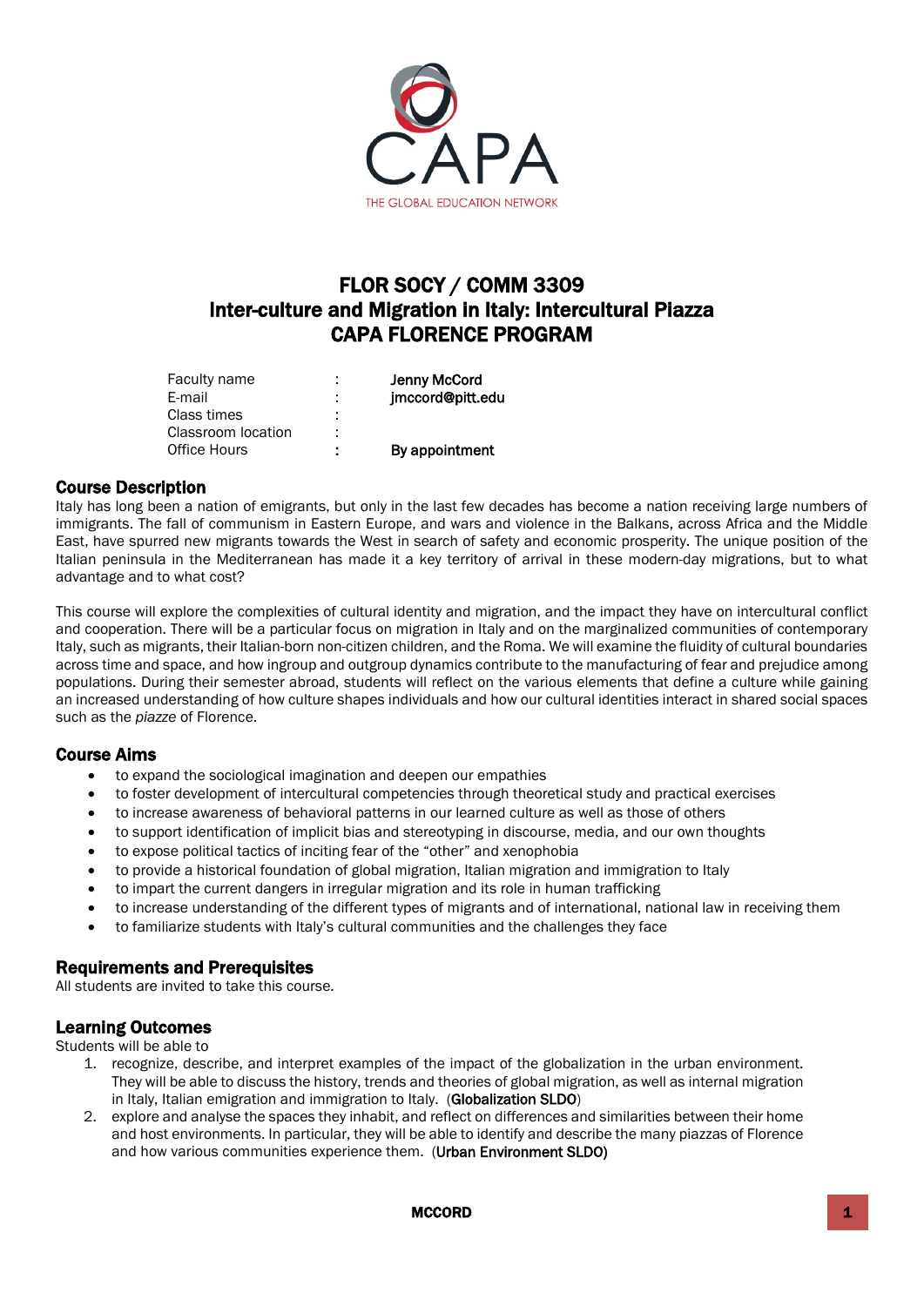# FLOR SOCY / COMM 3309
# Inter-culture and Migration in Italy: Intercultural Piazza
# CAPA FLORENCE PROGRAM

| | | |
|---|---|---|
| Faculty name | : | **Jenny McCord** |
| E-mail | : | **jmccord@pitt.edu** |
| Class times | : | |
| Classroom location | : | |
| Office Hours | : | **By appointment** |

## Course Description

Italy has long been a nation of emigrants, but only in the last few decades has become a nation receiving large numbers of immigrants. The fall of communism in Eastern Europe, and wars and violence in the Balkans, across Africa and the Middle East, have spurred new migrants towards the West in search of safety and economic prosperity. The unique position of the Italian peninsula in the Mediterranean has made it a key territory of arrival in these modern-day migrations, but to what advantage and to what cost?

This course will explore the complexities of cultural identity and migration, and the impact they have on intercultural conflict and cooperation. There will be a particular focus on migration in Italy and on the marginalized communities of contemporary Italy, such as migrants, their Italian-born non-citizen children, and the Roma. We will examine the fluidity of cultural boundaries across time and space, and how ingroup and outgroup dynamics contribute to the manufacturing of fear and prejudice among populations. During their semester abroad, students will reflect on the various elements that define a culture while gaining an increased understanding of how culture shapes individuals and how our cultural identities interact in shared social spaces such as the *piazze* of Florence.

## Course Aims

- to expand the sociological imagination and deepen our empathies
- to foster development of intercultural competencies through theoretical study and practical exercises
- to increase awareness of behavioral patterns in our learned culture as well as those of others
- to support identification of implicit bias and stereotyping in discourse, media, and our own thoughts
- to expose political tactics of inciting fear of the "other" and xenophobia
- to provide a historical foundation of global migration, Italian migration and immigration to Italy
- to impart the current dangers in irregular migration and its role in human trafficking
- to increase understanding of the different types of migrants and of international, national law in receiving them
- to familiarize students with Italy's cultural communities and the challenges they face

## Requirements and Prerequisites

All students are invited to take this course.

## Learning Outcomes

Students will be able to

1. recognize, describe, and interpret examples of the impact of the globalization in the urban environment. They will be able to discuss the history, trends and theories of global migration, as well as internal migration in Italy, Italian emigration and immigration to Italy. (**Globalization SLDO**)
2. explore and analyse the spaces they inhabit, and reflect on differences and similarities between their home and host environments. In particular, they will be able to identify and describe the many piazzas of Florence and how various communities experience them. (**Urban Environment SLDO)**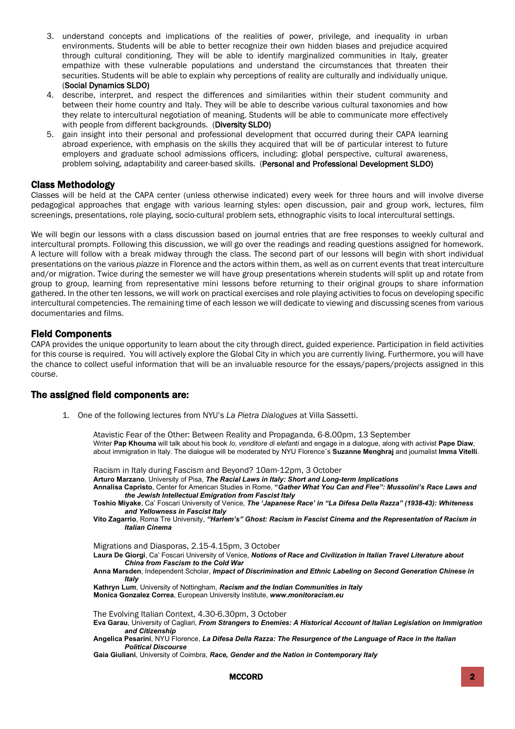3. understand concepts and implications of the realities of power, privilege, and inequality in urban environments. Students will be able to better recognize their own hidden biases and prejudice acquired through cultural conditioning. They will be able to identify marginalized communities in Italy, greater empathize with these vulnerable populations and understand the circumstances that threaten their securities. Students will be able to explain why perceptions of reality are culturally and individually unique. (**Social Dynamics SLDO**)
4. describe, interpret, and respect the differences and similarities within their student community and between their home country and Italy. They will be able to describe various cultural taxonomies and how they relate to intercultural negotiation of meaning. Students will be able to communicate more effectively with people from different backgrounds. (**Diversity SLDO**)
5. gain insight into their personal and professional development that occurred during their CAPA learning abroad experience, with emphasis on the skills they acquired that will be of particular interest to future employers and graduate school admissions officers, including: global perspective, cultural awareness, problem solving, adaptability and career-based skills. (**Personal and Professional Development SLDO**)

## Class Methodology

Classes will be held at the CAPA center (unless otherwise indicated) every week for three hours and will involve diverse pedagogical approaches that engage with various learning styles: open discussion, pair and group work, lectures, film screenings, presentations, role playing, socio-cultural problem sets, ethnographic visits to local intercultural settings.

We will begin our lessons with a class discussion based on journal entries that are free responses to weekly cultural and intercultural prompts. Following this discussion, we will go over the readings and reading questions assigned for homework. A lecture will follow with a break midway through the class. The second part of our lessons will begin with short individual presentations on the various *piazze* in Florence and the actors within them, as well as on current events that treat interculture and/or migration. Twice during the semester we will have group presentations wherein students will split up and rotate from group to group, learning from representative mini lessons before returning to their original groups to share information gathered. In the other ten lessons, we will work on practical exercises and role playing activities to focus on developing specific intercultural competencies. The remaining time of each lesson we will dedicate to viewing and discussing scenes from various documentaries and films.

## Field Components

CAPA provides the unique opportunity to learn about the city through direct, guided experience. Participation in field activities for this course is required. You will actively explore the Global City in which you are currently living. Furthermore, you will have the chance to collect useful information that will be an invaluable resource for the essays/papers/projects assigned in this course.

## The assigned field components are:

1. One of the following lectures from NYU's *La Pietra Dialogues* at Villa Sassetti.

   Atavistic Fear of the Other: Between Reality and Propaganda, 6-8.00pm, 13 September
   Writer **Pap Khouma** will talk about his book *Io, venditore di elefanti* and engage in a dialogue, along with activist **Pape Diaw**, about immigration in Italy. The dialogue will be moderated by NYU Florence´s **Suzanne Menghraj** and journalist **Imma Vitelli**.

   Racism in Italy during Fascism and Beyond? 10am-12pm, 3 October
   **Arturo Marzano**, University of Pisa, ***The Racial Laws in Italy: Short and Long-term Implications***
   **Annalisa Capristo**, Center for American Studies in Rome, **"*Gather What You Can and Flee": Mussolini's Race Laws and the Jewish Intellectual Emigration from Fascist Italy***
   **Toshio Miyake**, Ca' Foscari University of Venice, ***The 'Japanese Race' in "La Difesa Della Razza" (1938-43): Whiteness and Yellowness in Fascist Italy***
   **Vito Zagarrio**, Roma Tre University, ***"Harlem's" Ghost: Racism in Fascist Cinema and the Representation of Racism in Italian Cinema***

   Migrations and Diasporas, 2.15-4.15pm, 3 October
   **Laura De Giorgi**, Ca' Foscari University of Venice, ***Notions of Race and Civilization in Italian Travel Literature about China from Fascism to the Cold War***
   **Anna Marsden**, Independent Scholar, ***Impact of Discrimination and Ethnic Labeling on Second Generation Chinese in Italy***
   **Kathryn Lum**, University of Nottingham, ***Racism and the Indian Communities in Italy***
   **Monica Gonzalez Correa**, European University Institute, ***www.monitoracism.eu***

   The Evolving Italian Context, 4.30-6.30pm, 3 October
   **Eva Garau**, University of Cagliari, ***From Strangers to Enemies: A Historical Account of Italian Legislation on Immigration and Citizenship***
   **Angelica Pesarini**, NYU Florence, ***La Difesa Della Razza: The Resurgence of the Language of Race in the Italian Political Discourse***
   **Gaia Giuliani**, University of Coimbra, ***Race, Gender and the Nation in Contemporary Italy***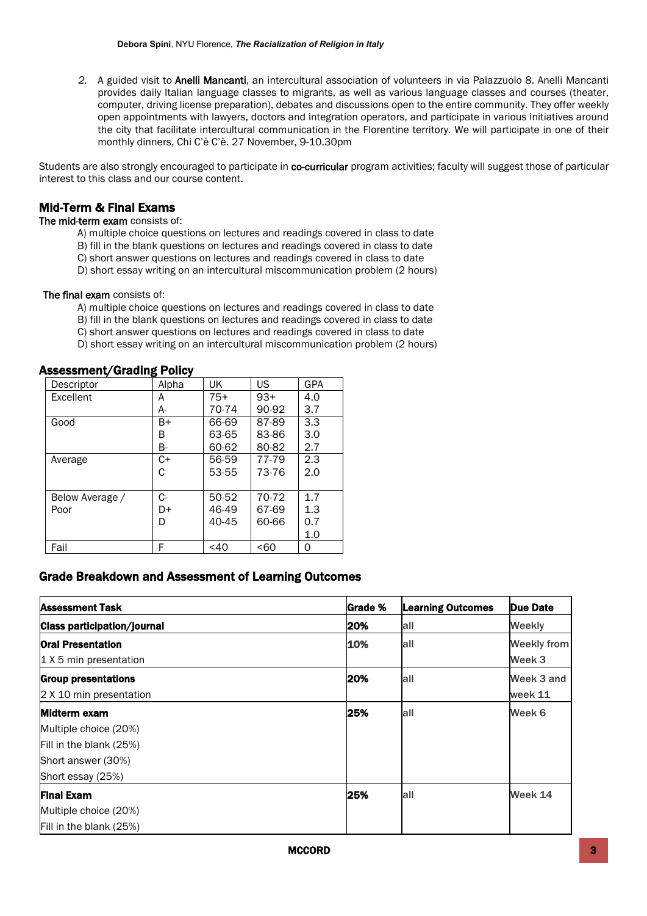2. A guided visit to **Anelli Mancanti**, an intercultural association of volunteers in via Palazzuolo 8. Anelli Mancanti provides daily Italian language classes to migrants, as well as various language classes and courses (theater, computer, driving license preparation), debates and discussions open to the entire community. They offer weekly open appointments with lawyers, doctors and integration operators, and participate in various initiatives around the city that facilitate intercultural communication in the Florentine territory. We will participate in one of their monthly dinners, Chi C'è C'è. 27 November, 9-10.30pm

Students are also strongly encouraged to participate in **co-curricular** program activities; faculty will suggest those of particular interest to this class and our course content.

## Mid-Term & Final Exams

**The mid-term exam** consists of:

A) multiple choice questions on lectures and readings covered in class to date
B) fill in the blank questions on lectures and readings covered in class to date
C) short answer questions on lectures and readings covered in class to date
D) short essay writing on an intercultural miscommunication problem (2 hours)

**The final exam** consists of:

A) multiple choice questions on lectures and readings covered in class to date
B) fill in the blank questions on lectures and readings covered in class to date
C) short answer questions on lectures and readings covered in class to date
D) short essay writing on an intercultural miscommunication problem (2 hours)

## Assessment/Grading Policy

| Descriptor | Alpha | UK | US | GPA |
|---|---|---|---|---|
| Excellent | A | 75+ | 93+ | 4.0 |
| | A- | 70-74 | 90-92 | 3.7 |
| Good | B+ | 66-69 | 87-89 | 3.3 |
| | B | 63-65 | 83-86 | 3.0 |
| | B- | 60-62 | 80-82 | 2.7 |
| Average | C+ | 56-59 | 77-79 | 2.3 |
| | C | 53-55 | 73-76 | 2.0 |
| Below Average / Poor | C- | 50-52 | 70-72 | 1.7 |
| | D+ | 46-49 | 67-69 | 1.3 |
| | D | 40-45 | 60-66 | 0.7 |
| | | | | 1.0 |
| Fail | F | <40 | <60 | 0 |

## Grade Breakdown and Assessment of Learning Outcomes

| Assessment Task | Grade % | Learning Outcomes | Due Date |
|---|---|---|---|
| **Class participation/journal** | **20%** | all | Weekly |
| **Oral Presentation**<br>1 X 5 min presentation | **10%** | all | Weekly from Week 3 |
| **Group presentations**<br>2 X 10 min presentation | **20%** | all | Week 3 and week 11 |
| **Midterm exam**<br>Multiple choice (20%)<br>Fill in the blank (25%)<br>Short answer (30%)<br>Short essay (25%) | **25%** | all | Week 6 |
| **Final Exam**<br>Multiple choice (20%)<br>Fill in the blank (25%) | **25%** | all | Week 14 |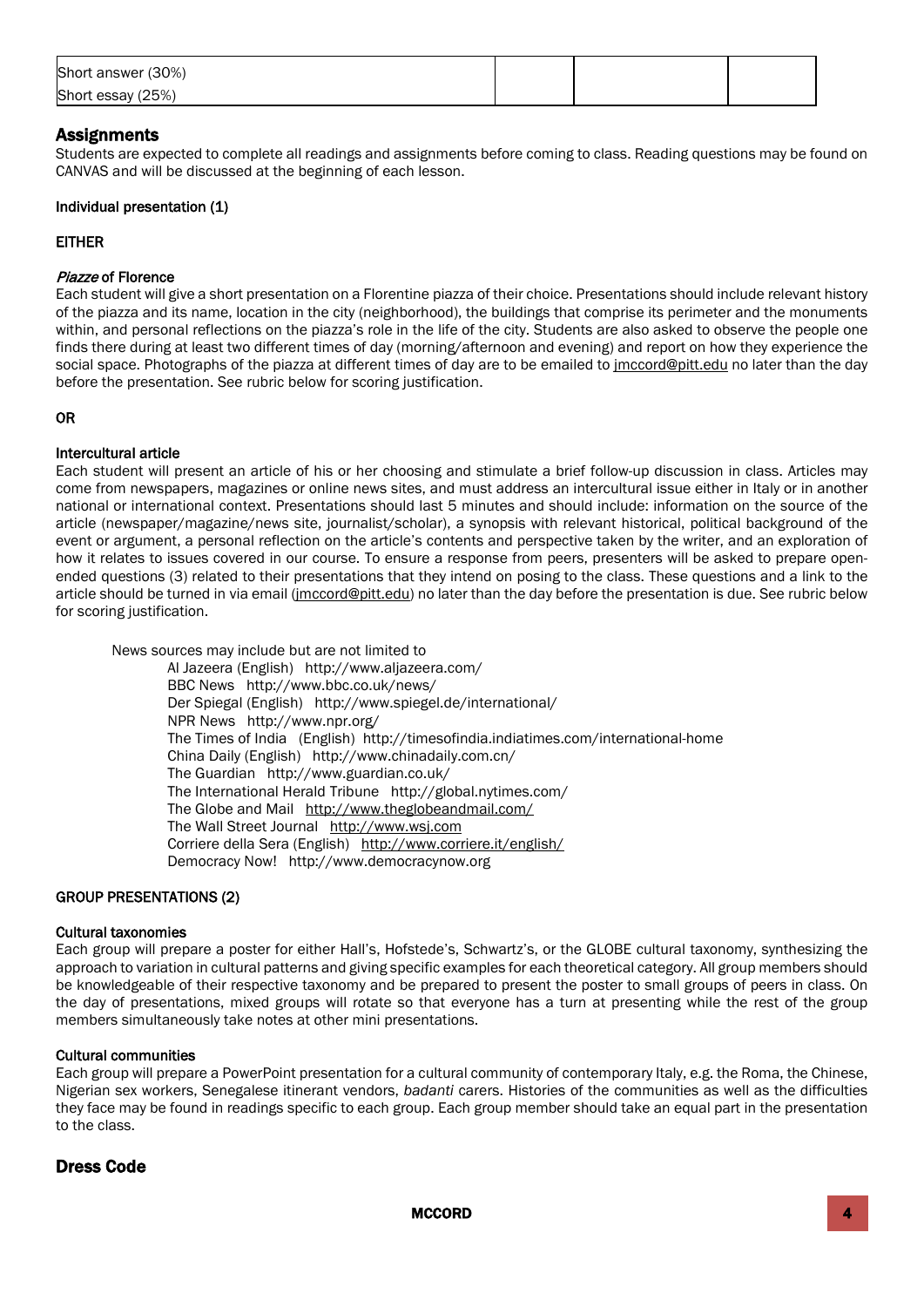| | | | |
|---|---|---|---|
| Short answer (30%) | | | |
| Short essay (25%) | | | |

## Assignments

Students are expected to complete all readings and assignments before coming to class. Reading questions may be found on CANVAS and will be discussed at the beginning of each lesson.

### Individual presentation (1)

**EITHER**

#### *Piazze* of Florence

Each student will give a short presentation on a Florentine piazza of their choice. Presentations should include relevant history of the piazza and its name, location in the city (neighborhood), the buildings that comprise its perimeter and the monuments within, and personal reflections on the piazza's role in the life of the city. Students are also asked to observe the people one finds there during at least two different times of day (morning/afternoon and evening) and report on how they experience the social space. Photographs of the piazza at different times of day are to be emailed to jmccord@pitt.edu no later than the day before the presentation. See rubric below for scoring justification.

**OR**

#### Intercultural article

Each student will present an article of his or her choosing and stimulate a brief follow-up discussion in class. Articles may come from newspapers, magazines or online news sites, and must address an intercultural issue either in Italy or in another national or international context. Presentations should last 5 minutes and should include: information on the source of the article (newspaper/magazine/news site, journalist/scholar), a synopsis with relevant historical, political background of the event or argument, a personal reflection on the article's contents and perspective taken by the writer, and an exploration of how it relates to issues covered in our course. To ensure a response from peers, presenters will be asked to prepare open-ended questions (3) related to their presentations that they intend on posing to the class. These questions and a link to the article should be turned in via email (jmccord@pitt.edu) no later than the day before the presentation is due. See rubric below for scoring justification.

News sources may include but are not limited to

- Al Jazeera (English) http://www.aljazeera.com/
- BBC News http://www.bbc.co.uk/news/
- Der Spiegal (English) http://www.spiegel.de/international/
- NPR News http://www.npr.org/
- The Times of India (English) http://timesofindia.indiatimes.com/international-home
- China Daily (English) http://www.chinadaily.com.cn/
- The Guardian http://www.guardian.co.uk/
- The International Herald Tribune http://global.nytimes.com/
- The Globe and Mail http://www.theglobeandmail.com/
- The Wall Street Journal http://www.wsj.com
- Corriere della Sera (English) http://www.corriere.it/english/
- Democracy Now! http://www.democracynow.org

### GROUP PRESENTATIONS (2)

#### Cultural taxonomies

Each group will prepare a poster for either Hall's, Hofstede's, Schwartz's, or the GLOBE cultural taxonomy, synthesizing the approach to variation in cultural patterns and giving specific examples for each theoretical category. All group members should be knowledgeable of their respective taxonomy and be prepared to present the poster to small groups of peers in class. On the day of presentations, mixed groups will rotate so that everyone has a turn at presenting while the rest of the group members simultaneously take notes at other mini presentations.

#### Cultural communities

Each group will prepare a PowerPoint presentation for a cultural community of contemporary Italy, e.g. the Roma, the Chinese, Nigerian sex workers, Senegalese itinerant vendors, *badanti* carers. Histories of the communities as well as the difficulties they face may be found in readings specific to each group. Each group member should take an equal part in the presentation to the class.

## Dress Code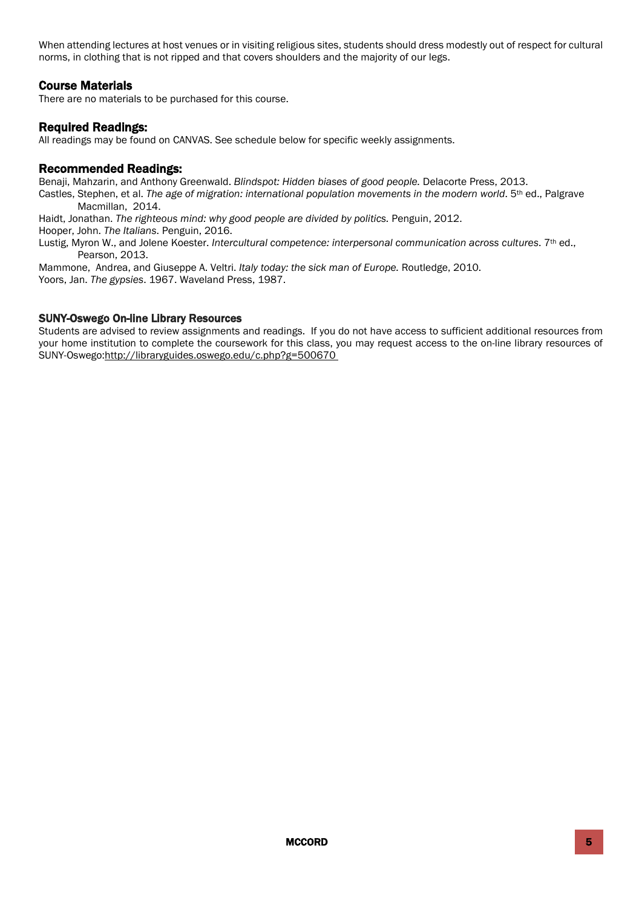When attending lectures at host venues or in visiting religious sites, students should dress modestly out of respect for cultural norms, in clothing that is not ripped and that covers shoulders and the majority of our legs.

## Course Materials

There are no materials to be purchased for this course.

## Required Readings:

All readings may be found on CANVAS. See schedule below for specific weekly assignments.

## Recommended Readings:

Benaji, Mahzarin, and Anthony Greenwald. *Blindspot: Hidden biases of good people.* Delacorte Press, 2013.

Castles, Stephen, et al. *The age of migration: international population movements in the modern world*. 5th ed., Palgrave Macmillan, 2014.

Haidt, Jonathan. *The righteous mind: why good people are divided by politics.* Penguin, 2012.

Hooper, John. *The Italians*. Penguin, 2016.

Lustig, Myron W., and Jolene Koester. *Intercultural competence: interpersonal communication across cultures*. 7th ed., Pearson, 2013.

Mammone, Andrea, and Giuseppe A. Veltri. *Italy today: the sick man of Europe.* Routledge, 2010.

Yoors, Jan. *The gypsies*. 1967. Waveland Press, 1987.

### SUNY-Oswego On-line Library Resources

Students are advised to review assignments and readings. If you do not have access to sufficient additional resources from your home institution to complete the coursework for this class, you may request access to the on-line library resources of SUNY-Oswego:http://libraryguides.oswego.edu/c.php?g=500670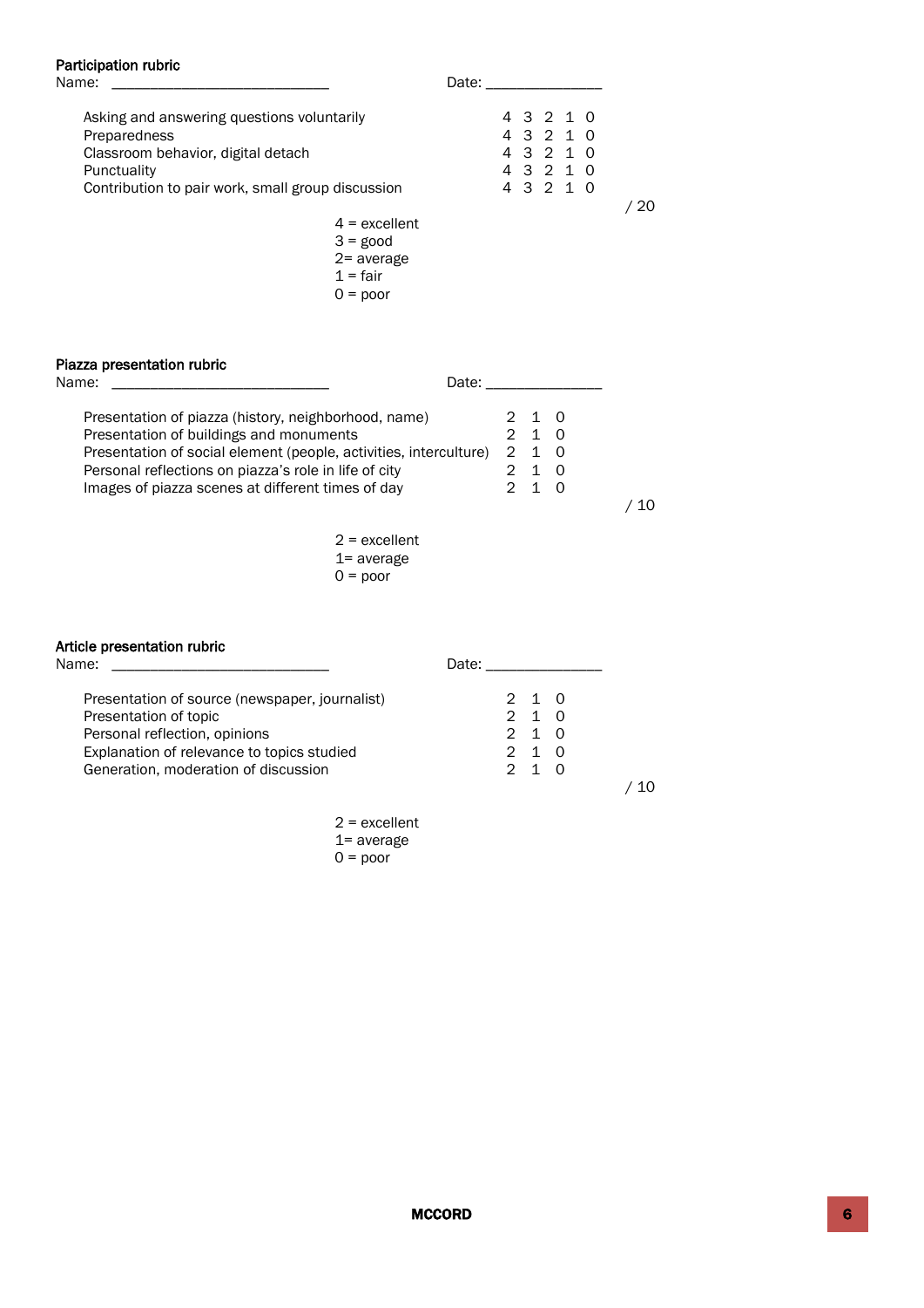**Participation rubric**

Name: ____________________________ Date: _______________

| | | | | | | |
|---|---|---|---|---|---|---|
| Asking and answering questions voluntarily | 4 | 3 | 2 | 1 | 0 | |
| Preparedness | 4 | 3 | 2 | 1 | 0 | |
| Classroom behavior, digital detach | 4 | 3 | 2 | 1 | 0 | |
| Punctuality | 4 | 3 | 2 | 1 | 0 | |
| Contribution to pair work, small group discussion | 4 | 3 | 2 | 1 | 0 | |
| | | | | | | / 20 |

4 = excellent
3 = good
2= average
1 = fair
0 = poor

**Piazza presentation rubric**

Name: ____________________________ Date: _______________

| | | | | |
|---|---|---|---|---|
| Presentation of piazza (history, neighborhood, name) | 2 | 1 | 0 | |
| Presentation of buildings and monuments | 2 | 1 | 0 | |
| Presentation of social element (people, activities, interculture) | 2 | 1 | 0 | |
| Personal reflections on piazza's role in life of city | 2 | 1 | 0 | |
| Images of piazza scenes at different times of day | 2 | 1 | 0 | |
| | | | | / 10 |

2 = excellent
1= average
0 = poor

**Article presentation rubric**

Name: ____________________________ Date: _______________

| | | | | |
|---|---|---|---|---|
| Presentation of source (newspaper, journalist) | 2 | 1 | 0 | |
| Presentation of topic | 2 | 1 | 0 | |
| Personal reflection, opinions | 2 | 1 | 0 | |
| Explanation of relevance to topics studied | 2 | 1 | 0 | |
| Generation, moderation of discussion | 2 | 1 | 0 | |
| | | | | / 10 |

2 = excellent
1= average
0 = poor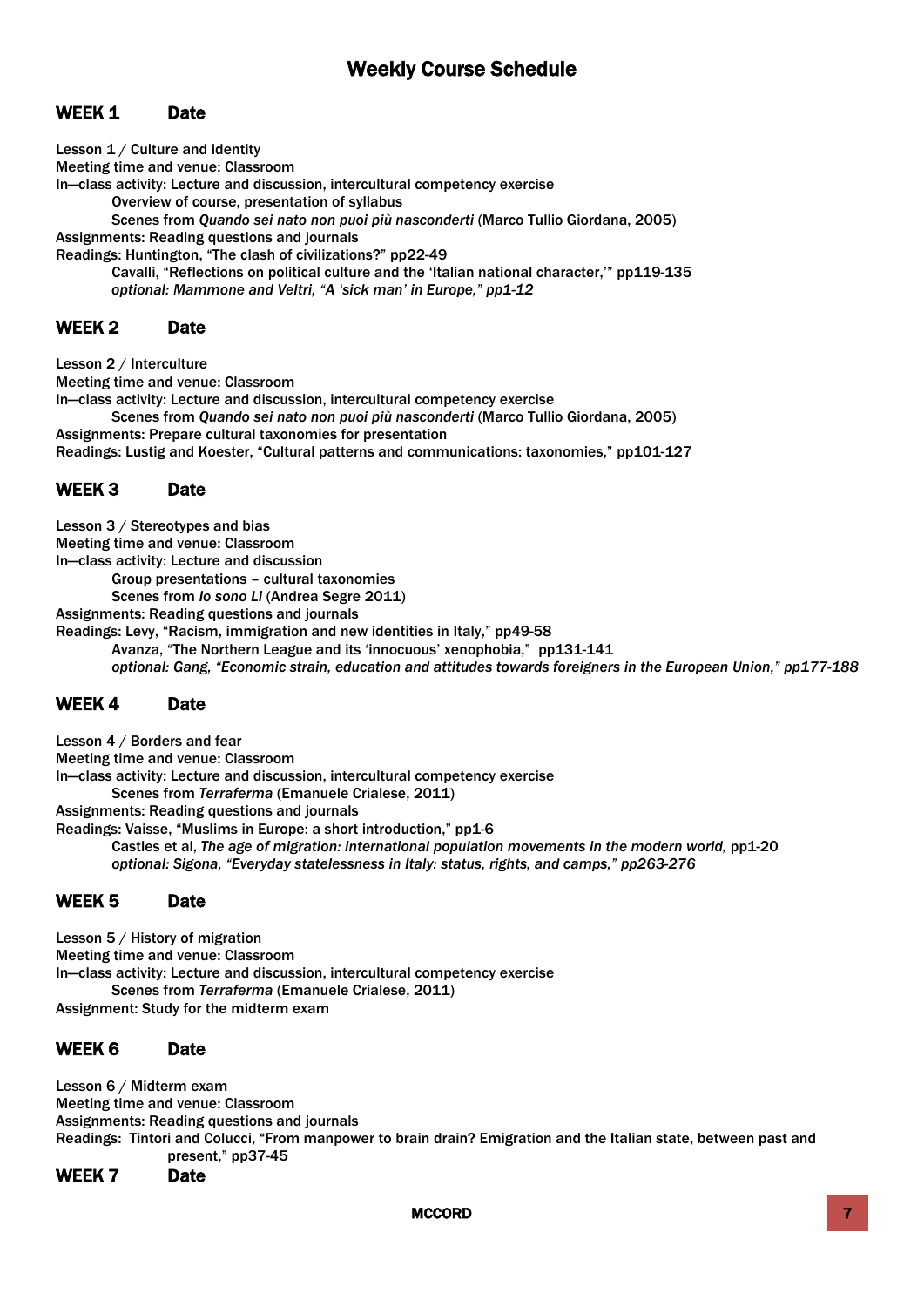# Weekly Course Schedule

## WEEK 1 Date

Lesson 1 / Culture and identity
Meeting time and venue: Classroom
In—class activity: Lecture and discussion, intercultural competency exercise

Overview of course, presentation of syllabus
Scenes from *Quando sei nato non puoi più nasconderti* (Marco Tullio Giordana, 2005)

Assignments: Reading questions and journals
Readings: Huntington, "The clash of civilizations?" pp22-49

Cavalli, "Reflections on political culture and the 'Italian national character,'" pp119-135
*optional: Mammone and Veltri, "A 'sick man' in Europe," pp1-12*

## WEEK 2 Date

Lesson 2 / Interculture
Meeting time and venue: Classroom
In—class activity: Lecture and discussion, intercultural competency exercise

Scenes from *Quando sei nato non puoi più nasconderti* (Marco Tullio Giordana, 2005)

Assignments: Prepare cultural taxonomies for presentation
Readings: Lustig and Koester, "Cultural patterns and communications: taxonomies," pp101-127

## WEEK 3 Date

Lesson 3 / Stereotypes and bias
Meeting time and venue: Classroom
In—class activity: Lecture and discussion

<u>Group presentations – cultural taxonomies</u>
Scenes from *Io sono Li* (Andrea Segre 2011)

Assignments: Reading questions and journals
Readings: Levy, "Racism, immigration and new identities in Italy," pp49-58

Avanza, "The Northern League and its 'innocuous' xenophobia," pp131-141
*optional: Gang, "Economic strain, education and attitudes towards foreigners in the European Union," pp177-188*

## WEEK 4 Date

Lesson 4 / Borders and fear
Meeting time and venue: Classroom
In—class activity: Lecture and discussion, intercultural competency exercise

Scenes from *Terraferma* (Emanuele Crialese, 2011)

Assignments: Reading questions and journals
Readings: Vaisse, "Muslims in Europe: a short introduction," pp1-6

Castles et al, *The age of migration: international population movements in the modern world,* pp1-20
*optional: Sigona, "Everyday statelessness in Italy: status, rights, and camps," pp263-276*

## WEEK 5 Date

Lesson 5 / History of migration
Meeting time and venue: Classroom
In—class activity: Lecture and discussion, intercultural competency exercise

Scenes from *Terraferma* (Emanuele Crialese, 2011)

Assignment: Study for the midterm exam

## WEEK 6 Date

Lesson 6 / Midterm exam
Meeting time and venue: Classroom
Assignments: Reading questions and journals
Readings: Tintori and Colucci, "From manpower to brain drain? Emigration and the Italian state, between past and present," pp37-45

## WEEK 7 Date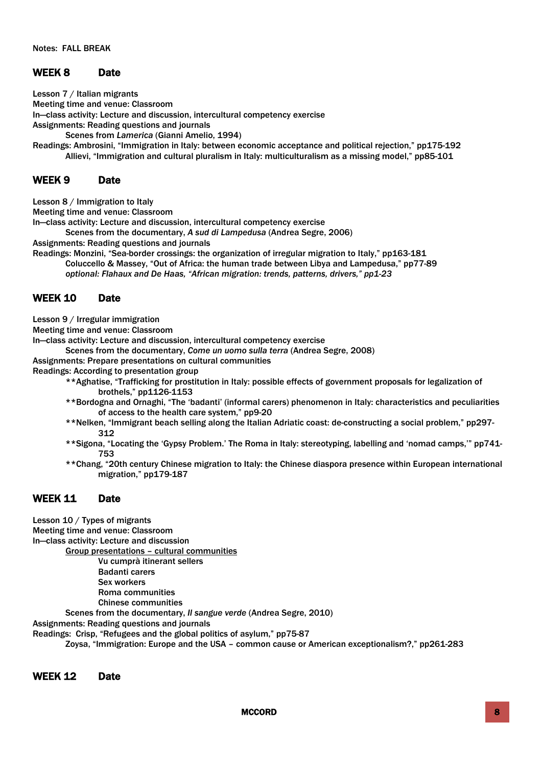Notes: FALL BREAK

## WEEK 8 Date

Lesson 7 / Italian migrants
Meeting time and venue: Classroom
In—class activity: Lecture and discussion, intercultural competency exercise
Assignments: Reading questions and journals
Scenes from *Lamerica* (Gianni Amelio, 1994)
Readings: Ambrosini, "Immigration in Italy: between economic acceptance and political rejection," pp175-192
Allievi, "Immigration and cultural pluralism in Italy: multiculturalism as a missing model," pp85-101

## WEEK 9 Date

Lesson 8 / Immigration to Italy
Meeting time and venue: Classroom
In—class activity: Lecture and discussion, intercultural competency exercise
Scenes from the documentary, *A sud di Lampedusa* (Andrea Segre, 2006)
Assignments: Reading questions and journals
Readings: Monzini, "Sea-border crossings: the organization of irregular migration to Italy," pp163-181
Coluccello & Massey, "Out of Africa: the human trade between Libya and Lampedusa," pp77-89
*optional: Flahaux and De Haas, "African migration: trends, patterns, drivers," pp1-23*

## WEEK 10 Date

Lesson 9 / Irregular immigration
Meeting time and venue: Classroom
In—class activity: Lecture and discussion, intercultural competency exercise
Scenes from the documentary, *Come un uomo sulla terra* (Andrea Segre, 2008)
Assignments: Prepare presentations on cultural communities
Readings: According to presentation group
**Aghatise, "Trafficking for prostitution in Italy: possible effects of government proposals for legalization of brothels," pp1126-1153
**Bordogna and Ornaghi, "The 'badanti' (informal carers) phenomenon in Italy: characteristics and peculiarities of access to the health care system," pp9-20
**Nelken, "Immigrant beach selling along the Italian Adriatic coast: de-constructing a social problem," pp297-312
**Sigona, "Locating the 'Gypsy Problem.' The Roma in Italy: stereotyping, labelling and 'nomad camps,'" pp741-753
**Chang, "20th century Chinese migration to Italy: the Chinese diaspora presence within European international migration," pp179-187

## WEEK 11 Date

Lesson 10 / Types of migrants
Meeting time and venue: Classroom
In—class activity: Lecture and discussion
<u>Group presentations – cultural communities</u>
Vu cumprà itinerant sellers
Badanti carers
Sex workers
Roma communities
Chinese communities
Scenes from the documentary, *Il sangue verde* (Andrea Segre, 2010)
Assignments: Reading questions and journals
Readings: Crisp, "Refugees and the global politics of asylum," pp75-87
Zoysa, "Immigration: Europe and the USA – common cause or American exceptionalism?," pp261-283

## WEEK 12 Date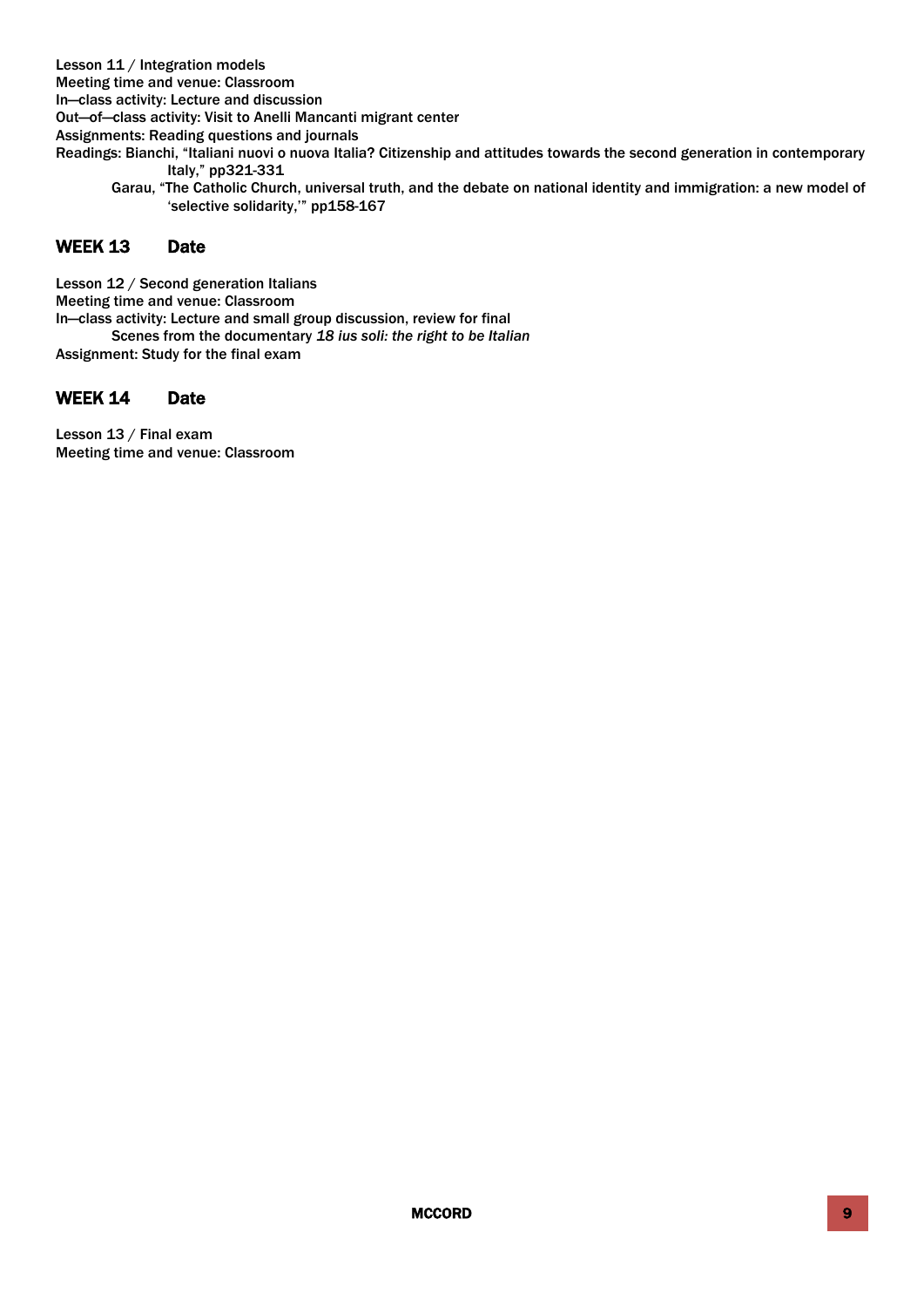Lesson 11 / Integration models
Meeting time and venue: Classroom
In—class activity: Lecture and discussion
Out—of—class activity: Visit to Anelli Mancanti migrant center
Assignments: Reading questions and journals
Readings: Bianchi, "Italiani nuovi o nuova Italia? Citizenship and attitudes towards the second generation in contemporary Italy," pp321-331

Garau, "The Catholic Church, universal truth, and the debate on national identity and immigration: a new model of 'selective solidarity,'" pp158-167

## WEEK 13 Date

Lesson 12 / Second generation Italians
Meeting time and venue: Classroom
In—class activity: Lecture and small group discussion, review for final

Scenes from the documentary *18 ius soli: the right to be Italian*

Assignment: Study for the final exam

## WEEK 14 Date

Lesson 13 / Final exam
Meeting time and venue: Classroom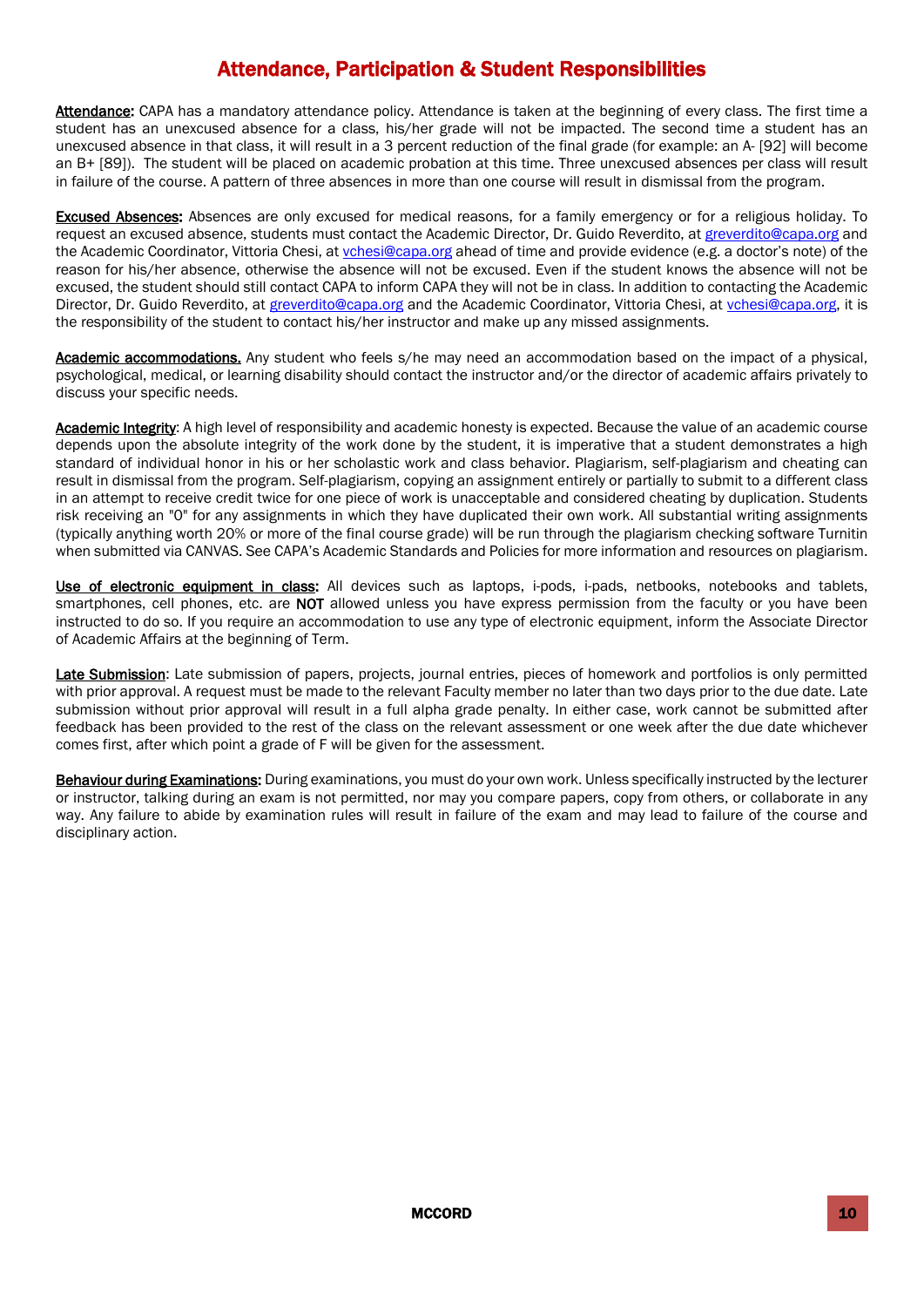## Attendance, Participation & Student Responsibilities

**Attendance:** CAPA has a mandatory attendance policy. Attendance is taken at the beginning of every class. The first time a student has an unexcused absence for a class, his/her grade will not be impacted. The second time a student has an unexcused absence in that class, it will result in a 3 percent reduction of the final grade (for example: an A- [92] will become an B+ [89]). The student will be placed on academic probation at this time. Three unexcused absences per class will result in failure of the course. A pattern of three absences in more than one course will result in dismissal from the program.

**Excused Absences:** Absences are only excused for medical reasons, for a family emergency or for a religious holiday. To request an excused absence, students must contact the Academic Director, Dr. Guido Reverdito, at greverdito@capa.org and the Academic Coordinator, Vittoria Chesi, at vchesi@capa.org ahead of time and provide evidence (e.g. a doctor's note) of the reason for his/her absence, otherwise the absence will not be excused. Even if the student knows the absence will not be excused, the student should still contact CAPA to inform CAPA they will not be in class. In addition to contacting the Academic Director, Dr. Guido Reverdito, at greverdito@capa.org and the Academic Coordinator, Vittoria Chesi, at vchesi@capa.org, it is the responsibility of the student to contact his/her instructor and make up any missed assignments.

**Academic accommodations.** Any student who feels s/he may need an accommodation based on the impact of a physical, psychological, medical, or learning disability should contact the instructor and/or the director of academic affairs privately to discuss your specific needs.

**Academic Integrity**: A high level of responsibility and academic honesty is expected. Because the value of an academic course depends upon the absolute integrity of the work done by the student, it is imperative that a student demonstrates a high standard of individual honor in his or her scholastic work and class behavior. Plagiarism, self-plagiarism and cheating can result in dismissal from the program. Self-plagiarism, copying an assignment entirely or partially to submit to a different class in an attempt to receive credit twice for one piece of work is unacceptable and considered cheating by duplication. Students risk receiving an "0" for any assignments in which they have duplicated their own work. All substantial writing assignments (typically anything worth 20% or more of the final course grade) will be run through the plagiarism checking software Turnitin when submitted via CANVAS. See CAPA's Academic Standards and Policies for more information and resources on plagiarism.

**Use of electronic equipment in class:** All devices such as laptops, i-pods, i-pads, netbooks, notebooks and tablets, smartphones, cell phones, etc. are **NOT** allowed unless you have express permission from the faculty or you have been instructed to do so. If you require an accommodation to use any type of electronic equipment, inform the Associate Director of Academic Affairs at the beginning of Term.

**Late Submission**: Late submission of papers, projects, journal entries, pieces of homework and portfolios is only permitted with prior approval. A request must be made to the relevant Faculty member no later than two days prior to the due date. Late submission without prior approval will result in a full alpha grade penalty. In either case, work cannot be submitted after feedback has been provided to the rest of the class on the relevant assessment or one week after the due date whichever comes first, after which point a grade of F will be given for the assessment.

**Behaviour during Examinations:** During examinations, you must do your own work. Unless specifically instructed by the lecturer or instructor, talking during an exam is not permitted, nor may you compare papers, copy from others, or collaborate in any way. Any failure to abide by examination rules will result in failure of the exam and may lead to failure of the course and disciplinary action.